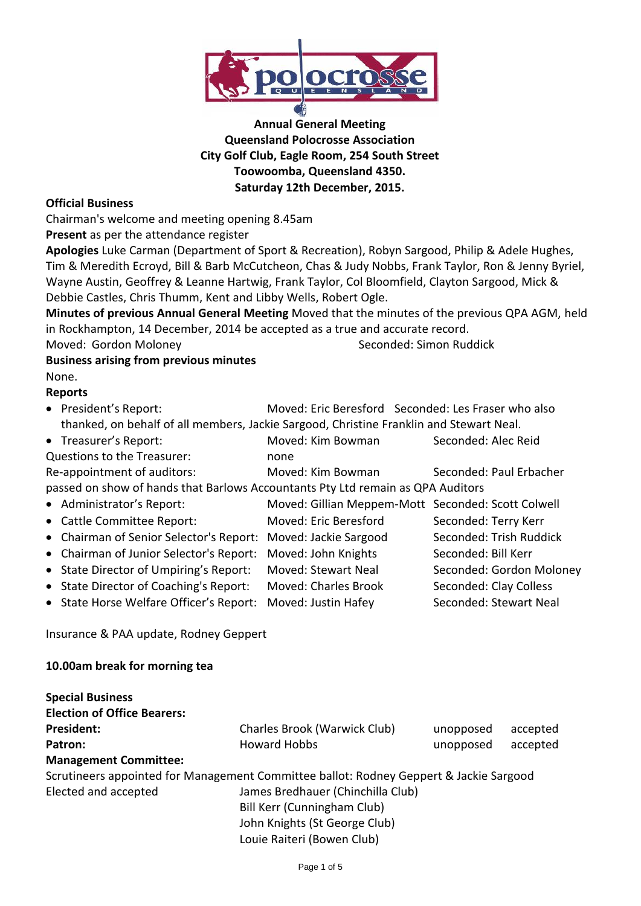**Annual General Meeting**
**Queensland Polocrosse Association**
**City Golf Club, Eagle Room, 254 South Street**
**Toowoomba, Queensland 4350.**
**Saturday 12th December, 2015.**

**Official Business**

Chairman's welcome and meeting opening 8.45am

**Present** as per the attendance register

**Apologies** Luke Carman (Department of Sport & Recreation), Robyn Sargood, Philip & Adele Hughes, Tim & Meredith Ecroyd, Bill & Barb McCutcheon, Chas & Judy Nobbs, Frank Taylor, Ron & Jenny Byriel, Wayne Austin, Geoffrey & Leanne Hartwig, Frank Taylor, Col Bloomfield, Clayton Sargood, Mick & Debbie Castles, Chris Thumm, Kent and Libby Wells, Robert Ogle.

**Minutes of previous Annual General Meeting** Moved that the minutes of the previous QPA AGM, held in Rockhampton, 14 December, 2014 be accepted as a true and accurate record.

Moved: Gordon Moloney Seconded: Simon Ruddick

**Business arising from previous minutes**

None.

**Reports**

- President's Report: Moved: Eric Beresford Seconded: Les Fraser who also thanked, on behalf of all members, Jackie Sargood, Christine Franklin and Stewart Neal.
- Treasurer's Report: Moved: Kim Bowman Seconded: Alec Reid

Questions to the Treasurer: none

Re-appointment of auditors: Moved: Kim Bowman Seconded: Paul Erbacher

passed on show of hands that Barlows Accountants Pty Ltd remain as QPA Auditors

- Administrator's Report: Moved: Gillian Meppem-Mott Seconded: Scott Colwell
- Cattle Committee Report: Moved: Eric Beresford Seconded: Terry Kerr
- Chairman of Senior Selector's Report: Moved: Jackie Sargood Seconded: Trish Ruddick
- Chairman of Junior Selector's Report: Moved: John Knights Seconded: Bill Kerr
- State Director of Umpiring's Report: Moved: Stewart Neal Seconded: Gordon Moloney
- State Director of Coaching's Report: Moved: Charles Brook Seconded: Clay Colless
- State Horse Welfare Officer's Report: Moved: Justin Hafey Seconded: Stewart Neal

Insurance & PAA update, Rodney Geppert

**10.00am break for morning tea**

**Special Business**

**Election of Office Bearers:**

| | | | |
|---|---|---|---|
| **President:** | Charles Brook (Warwick Club) | unopposed | accepted |
| **Patron:** | Howard Hobbs | unopposed | accepted |

**Management Committee:**

Scrutineers appointed for Management Committee ballot: Rodney Geppert & Jackie Sargood

Elected and accepted
- James Bredhauer (Chinchilla Club)
- Bill Kerr (Cunningham Club)
- John Knights (St George Club)
- Louie Raiteri (Bowen Club)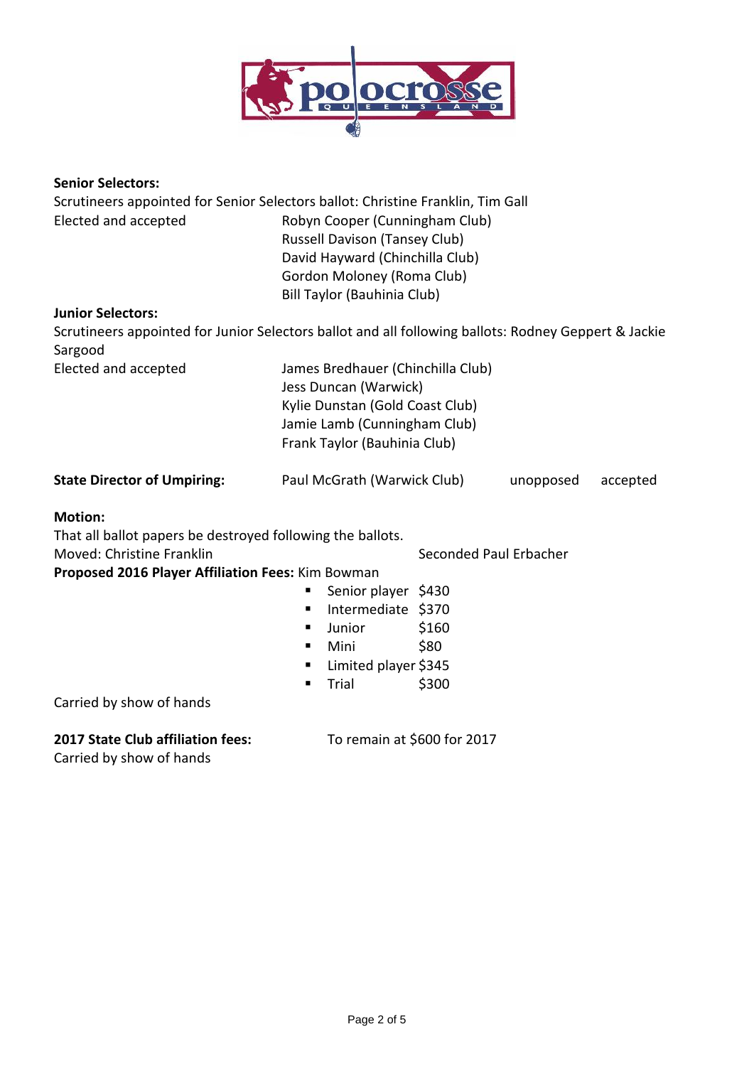**Senior Selectors:**

Scrutineers appointed for Senior Selectors ballot: Christine Franklin, Tim Gall

Elected and accepted
- Robyn Cooper (Cunningham Club)
- Russell Davison (Tansey Club)
- David Hayward (Chinchilla Club)
- Gordon Moloney (Roma Club)
- Bill Taylor (Bauhinia Club)

**Junior Selectors:**

Scrutineers appointed for Junior Selectors ballot and all following ballots: Rodney Geppert & Jackie Sargood

Elected and accepted
- James Bredhauer (Chinchilla Club)
- Jess Duncan (Warwick)
- Kylie Dunstan (Gold Coast Club)
- Jamie Lamb (Cunningham Club)
- Frank Taylor (Bauhinia Club)

**State Director of Umpiring:** Paul McGrath (Warwick Club) unopposed accepted

**Motion:**

That all ballot papers be destroyed following the ballots.

Moved: Christine Franklin Seconded Paul Erbacher

**Proposed 2016 Player Affiliation Fees:** Kim Bowman

- Senior player $430
- Intermediate $370
- Junior $160
- Mini $80
- Limited player $345
- Trial $300

Carried by show of hands

**2017 State Club affiliation fees:** To remain at $600 for 2017

Carried by show of hands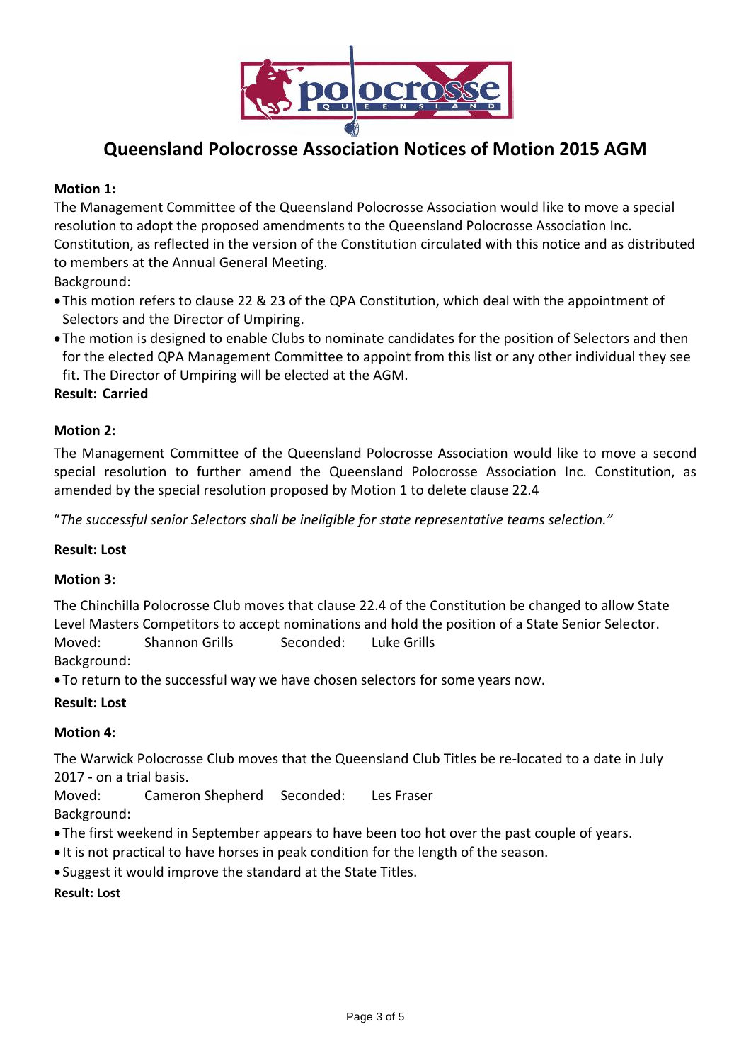# Queensland Polocrosse Association Notices of Motion 2015 AGM

**Motion 1:**

The Management Committee of the Queensland Polocrosse Association would like to move a special resolution to adopt the proposed amendments to the Queensland Polocrosse Association Inc. Constitution, as reflected in the version of the Constitution circulated with this notice and as distributed to members at the Annual General Meeting.

Background:

- This motion refers to clause 22 & 23 of the QPA Constitution, which deal with the appointment of Selectors and the Director of Umpiring.
- The motion is designed to enable Clubs to nominate candidates for the position of Selectors and then for the elected QPA Management Committee to appoint from this list or any other individual they see fit. The Director of Umpiring will be elected at the AGM.

**Result: Carried**

**Motion 2:**

The Management Committee of the Queensland Polocrosse Association would like to move a second special resolution to further amend the Queensland Polocrosse Association Inc. Constitution, as amended by the special resolution proposed by Motion 1 to delete clause 22.4

"*The successful senior Selectors shall be ineligible for state representative teams selection."*

**Result: Lost**

**Motion 3:**

The Chinchilla Polocrosse Club moves that clause 22.4 of the Constitution be changed to allow State Level Masters Competitors to accept nominations and hold the position of a State Senior Selector.

Moved: Shannon Grills Seconded: Luke Grills

Background:

- To return to the successful way we have chosen selectors for some years now.

**Result: Lost**

**Motion 4:**

The Warwick Polocrosse Club moves that the Queensland Club Titles be re-located to a date in July 2017 - on a trial basis.

Moved: Cameron Shepherd Seconded: Les Fraser

Background:

- The first weekend in September appears to have been too hot over the past couple of years.
- It is not practical to have horses in peak condition for the length of the season.
- Suggest it would improve the standard at the State Titles.

**Result: Lost**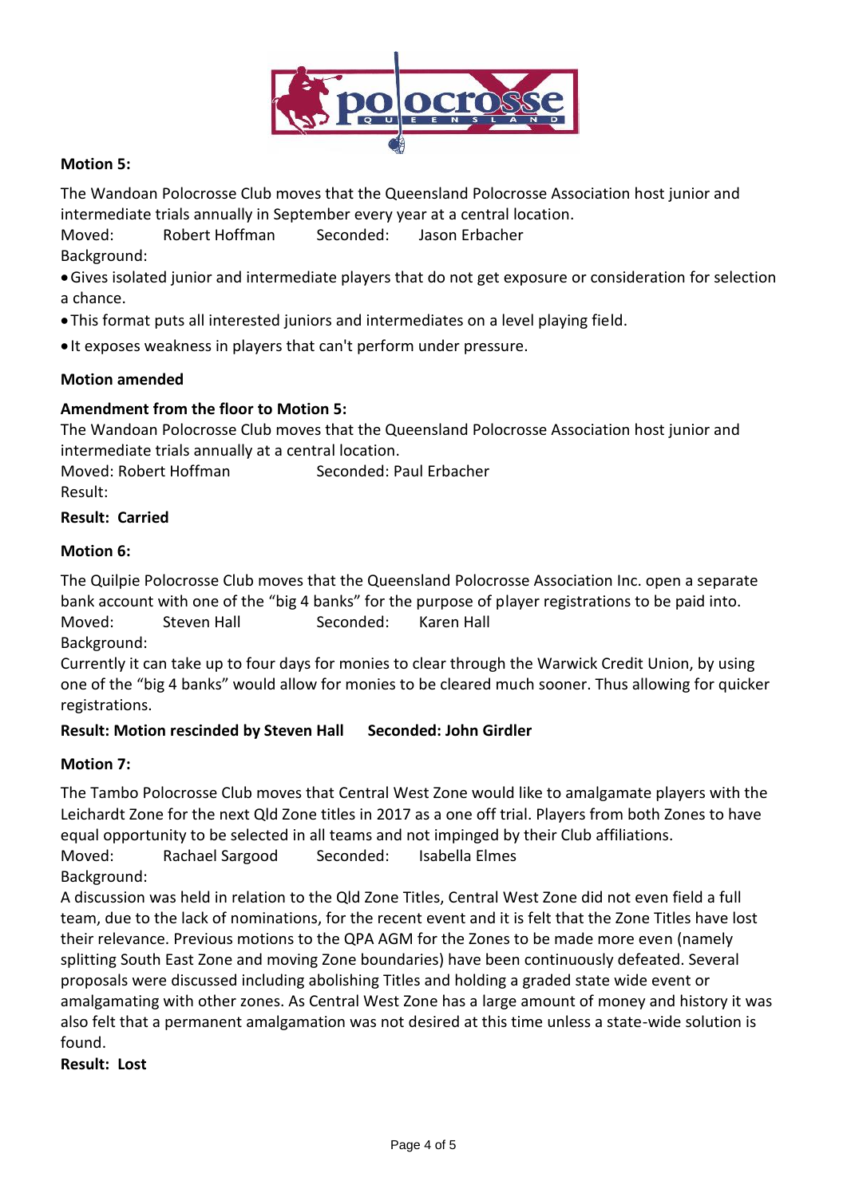**Motion 5:**

The Wandoan Polocrosse Club moves that the Queensland Polocrosse Association host junior and intermediate trials annually in September every year at a central location.

Moved: Robert Hoffman Seconded: Jason Erbacher

Background:

- Gives isolated junior and intermediate players that do not get exposure or consideration for selection a chance.
- This format puts all interested juniors and intermediates on a level playing field.
- It exposes weakness in players that can't perform under pressure.

**Motion amended**

**Amendment from the floor to Motion 5:**

The Wandoan Polocrosse Club moves that the Queensland Polocrosse Association host junior and intermediate trials annually at a central location.

Moved: Robert Hoffman Seconded: Paul Erbacher

Result:

**Result: Carried**

**Motion 6:**

The Quilpie Polocrosse Club moves that the Queensland Polocrosse Association Inc. open a separate bank account with one of the "big 4 banks" for the purpose of player registrations to be paid into.

Moved: Steven Hall Seconded: Karen Hall

Background:

Currently it can take up to four days for monies to clear through the Warwick Credit Union, by using one of the "big 4 banks" would allow for monies to be cleared much sooner. Thus allowing for quicker registrations.

**Result: Motion rescinded by Steven Hall Seconded: John Girdler**

**Motion 7:**

The Tambo Polocrosse Club moves that Central West Zone would like to amalgamate players with the Leichardt Zone for the next Qld Zone titles in 2017 as a one off trial. Players from both Zones to have equal opportunity to be selected in all teams and not impinged by their Club affiliations.

Moved: Rachael Sargood Seconded: Isabella Elmes

Background:

A discussion was held in relation to the Qld Zone Titles, Central West Zone did not even field a full team, due to the lack of nominations, for the recent event and it is felt that the Zone Titles have lost their relevance. Previous motions to the QPA AGM for the Zones to be made more even (namely splitting South East Zone and moving Zone boundaries) have been continuously defeated. Several proposals were discussed including abolishing Titles and holding a graded state wide event or amalgamating with other zones. As Central West Zone has a large amount of money and history it was also felt that a permanent amalgamation was not desired at this time unless a state-wide solution is found.

**Result: Lost**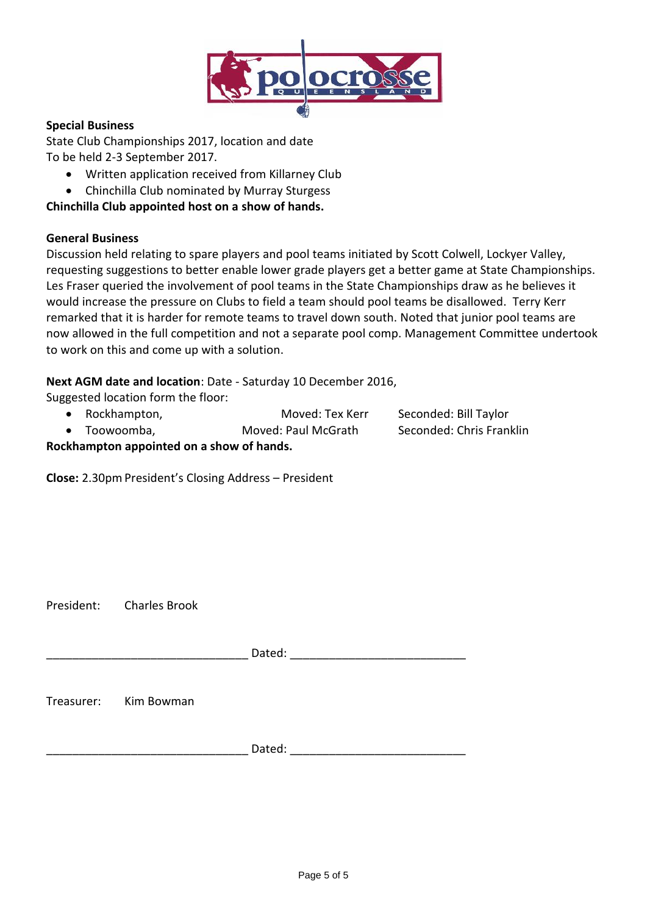**Special Business**

State Club Championships 2017, location and date
To be held 2-3 September 2017.

- Written application received from Killarney Club
- Chinchilla Club nominated by Murray Sturgess

**Chinchilla Club appointed host on a show of hands.**

**General Business**

Discussion held relating to spare players and pool teams initiated by Scott Colwell, Lockyer Valley, requesting suggestions to better enable lower grade players get a better game at State Championships. Les Fraser queried the involvement of pool teams in the State Championships draw as he believes it would increase the pressure on Clubs to field a team should pool teams be disallowed. Terry Kerr remarked that it is harder for remote teams to travel down south. Noted that junior pool teams are now allowed in the full competition and not a separate pool comp. Management Committee undertook to work on this and come up with a solution.

**Next AGM date and location**: Date - Saturday 10 December 2016,
Suggested location form the floor:

- Rockhampton, Moved: Tex Kerr Seconded: Bill Taylor
- Toowoomba, Moved: Paul McGrath Seconded: Chris Franklin

**Rockhampton appointed on a show of hands.**

**Close:** 2.30pm President's Closing Address – President

President: Charles Brook

_______________________________ Dated: __________________________

Treasurer: Kim Bowman

_______________________________ Dated: __________________________